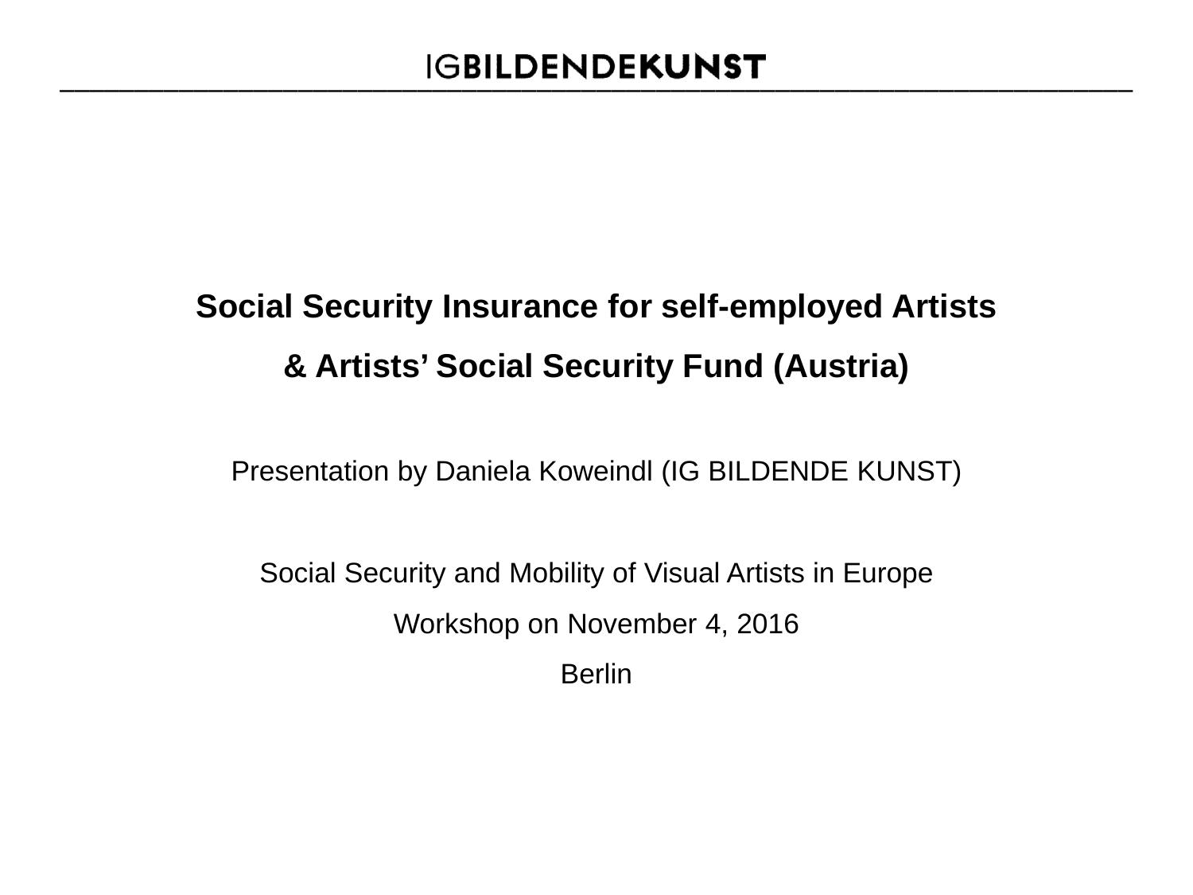IGBILDENDEKUNST

# Social Security Insurance for self-employed Artists & Artists' Social Security Fund (Austria)

Presentation by Daniela Koweindl (IG BILDENDE KUNST)

Social Security and Mobility of Visual Artists in Europe

Workshop on November 4, 2016

Berlin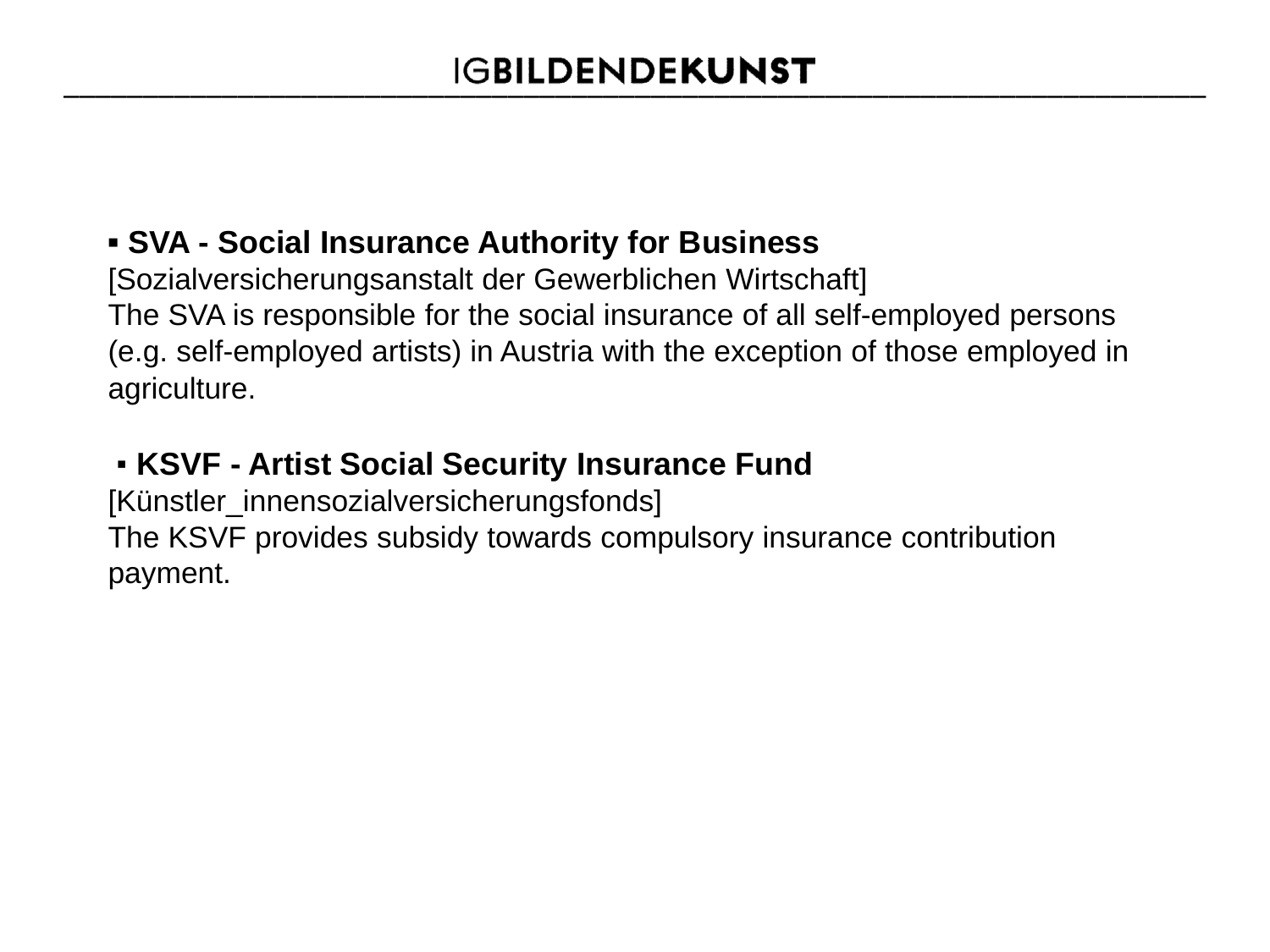- **SVA - Social Insurance Authority for Business**
[Sozialversicherungsanstalt der Gewerblichen Wirtschaft]
The SVA is responsible for the social insurance of all self-employed persons (e.g. self-employed artists) in Austria with the exception of those employed in agriculture.

- **KSVF - Artist Social Security Insurance Fund**
[Künstler_innensozialversicherungsfonds]
The KSVF provides subsidy towards compulsory insurance contribution payment.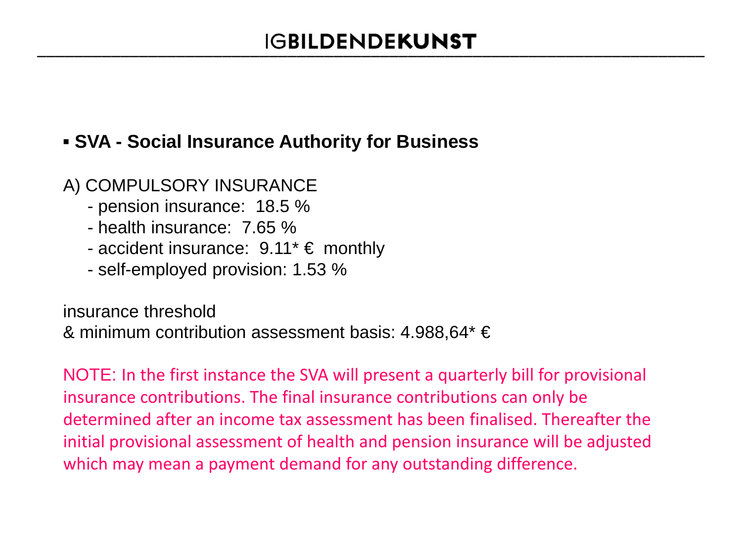## ▪ SVA - Social Insurance Authority for Business

A) COMPULSORY INSURANCE

- pension insurance: 18.5 %
- health insurance: 7.65 %
- accident insurance: 9.11* € monthly
- self-employed provision: 1.53 %

insurance threshold
& minimum contribution assessment basis: 4.988,64* €

NOTE: In the first instance the SVA will present a quarterly bill for provisional insurance contributions. The final insurance contributions can only be determined after an income tax assessment has been finalised. Thereafter the initial provisional assessment of health and pension insurance will be adjusted which may mean a payment demand for any outstanding difference.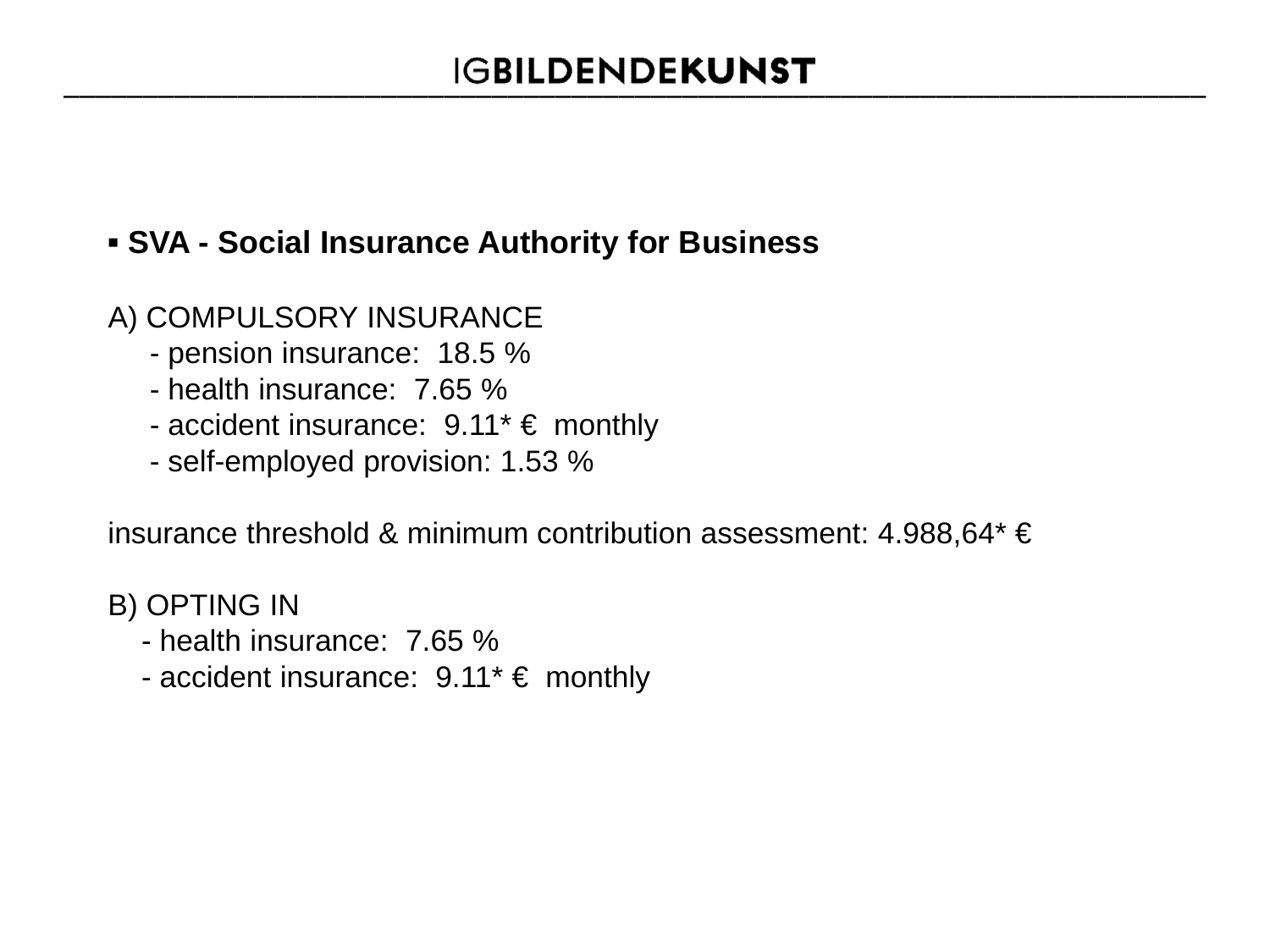- **SVA - Social Insurance Authority for Business**

A) COMPULSORY INSURANCE

- pension insurance: 18.5 %
- health insurance: 7.65 %
- accident insurance: 9.11* € monthly
- self-employed provision: 1.53 %

insurance threshold & minimum contribution assessment: 4.988,64* €

B) OPTING IN

- health insurance: 7.65 %
- accident insurance: 9.11* € monthly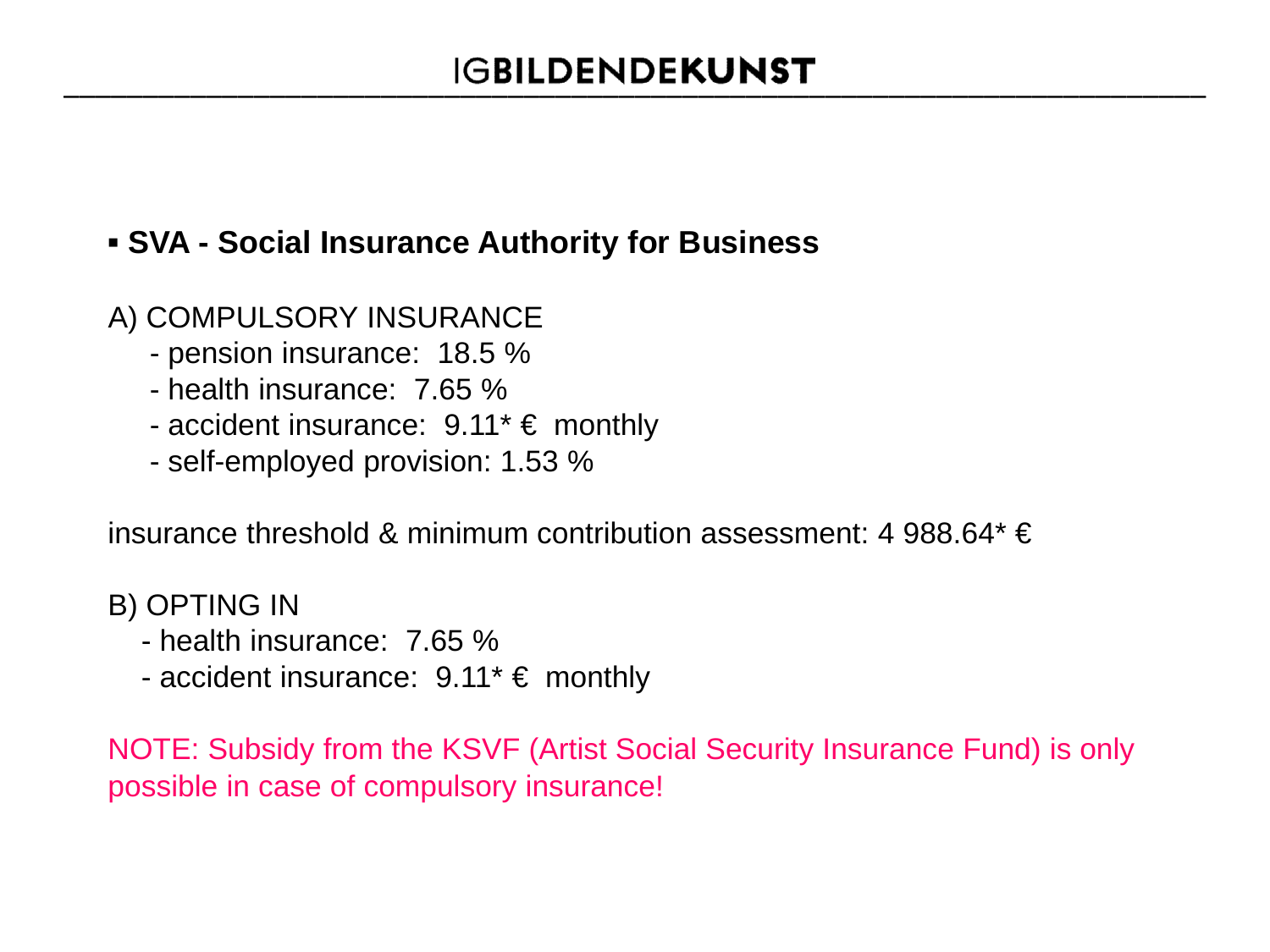- **SVA - Social Insurance Authority for Business**

A) COMPULSORY INSURANCE

- pension insurance: 18.5 %
- health insurance: 7.65 %
- accident insurance: 9.11* € monthly
- self-employed provision: 1.53 %

insurance threshold & minimum contribution assessment: 4 988.64* €

B) OPTING IN

- health insurance: 7.65 %
- accident insurance: 9.11* € monthly

NOTE: Subsidy from the KSVF (Artist Social Security Insurance Fund) is only possible in case of compulsory insurance!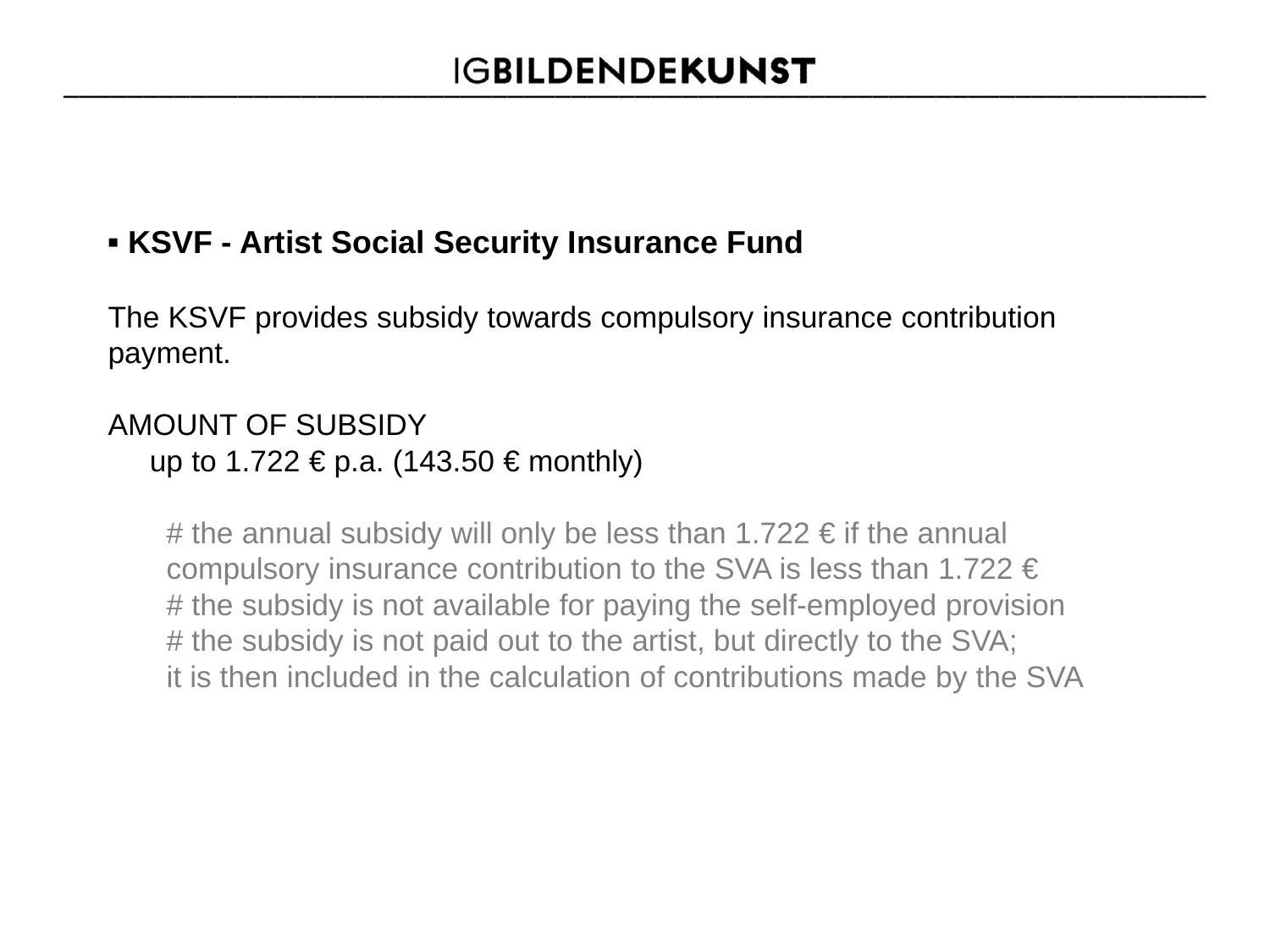## ▪ KSVF - Artist Social Security Insurance Fund

The KSVF provides subsidy towards compulsory insurance contribution payment.

AMOUNT OF SUBSIDY

up to 1.722 € p.a. (143.50 € monthly)

# the annual subsidy will only be less than 1.722 € if the annual compulsory insurance contribution to the SVA is less than 1.722 €
# the subsidy is not available for paying the self-employed provision
# the subsidy is not paid out to the artist, but directly to the SVA; it is then included in the calculation of contributions made by the SVA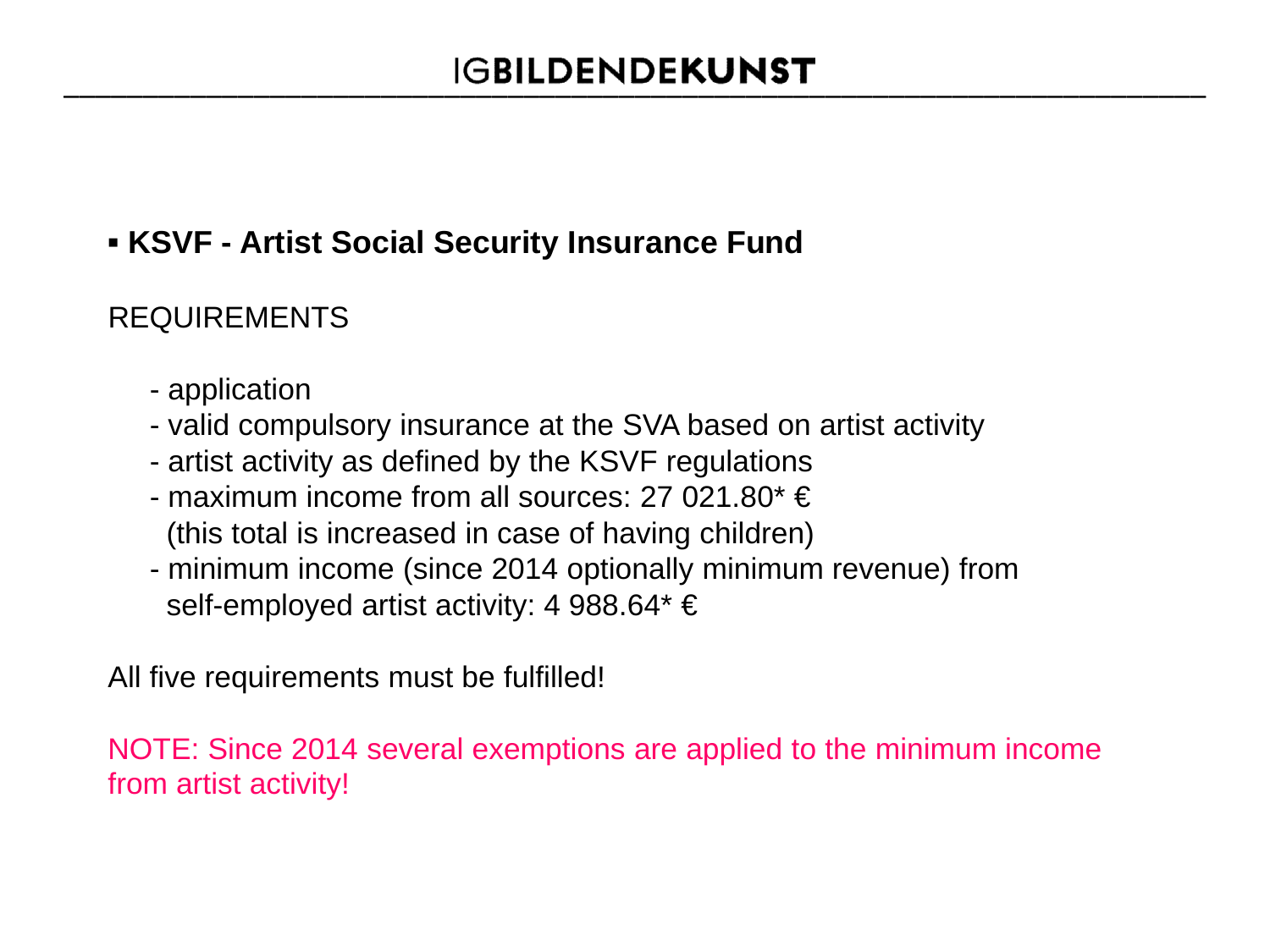## ▪ KSVF - Artist Social Security Insurance Fund

REQUIREMENTS

- application
- valid compulsory insurance at the SVA based on artist activity
- artist activity as defined by the KSVF regulations
- maximum income from all sources: 27 021.80* €
  (this total is increased in case of having children)
- minimum income (since 2014 optionally minimum revenue) from
  self-employed artist activity: 4 988.64* €

All five requirements must be fulfilled!

NOTE: Since 2014 several exemptions are applied to the minimum income from artist activity!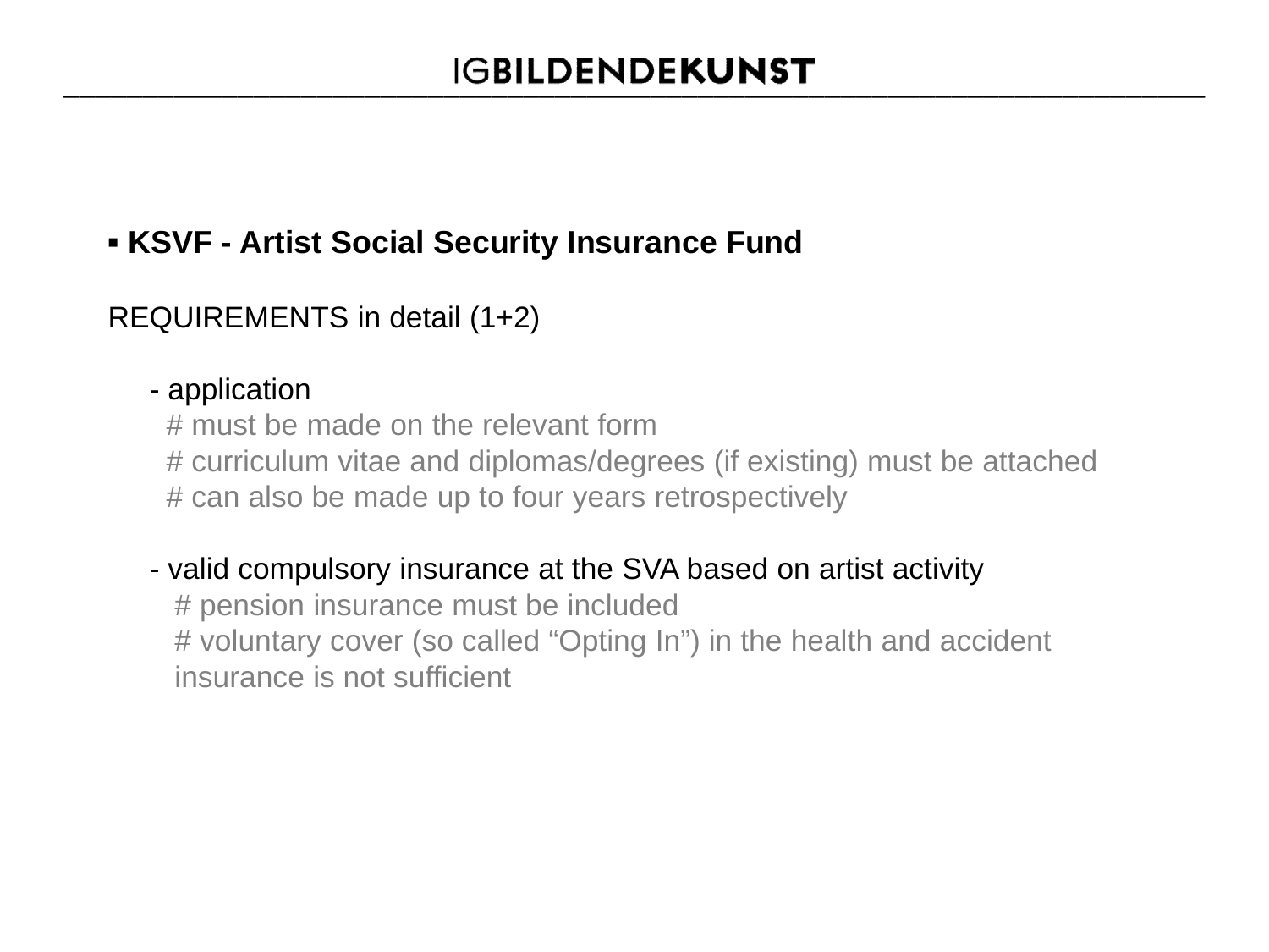## ▪ KSVF - Artist Social Security Insurance Fund

REQUIREMENTS in detail (1+2)

- application
  - # must be made on the relevant form
  - # curriculum vitae and diplomas/degrees (if existing) must be attached
  - # can also be made up to four years retrospectively

- valid compulsory insurance at the SVA based on artist activity
  - # pension insurance must be included
  - # voluntary cover (so called “Opting In”) in the health and accident insurance is not sufficient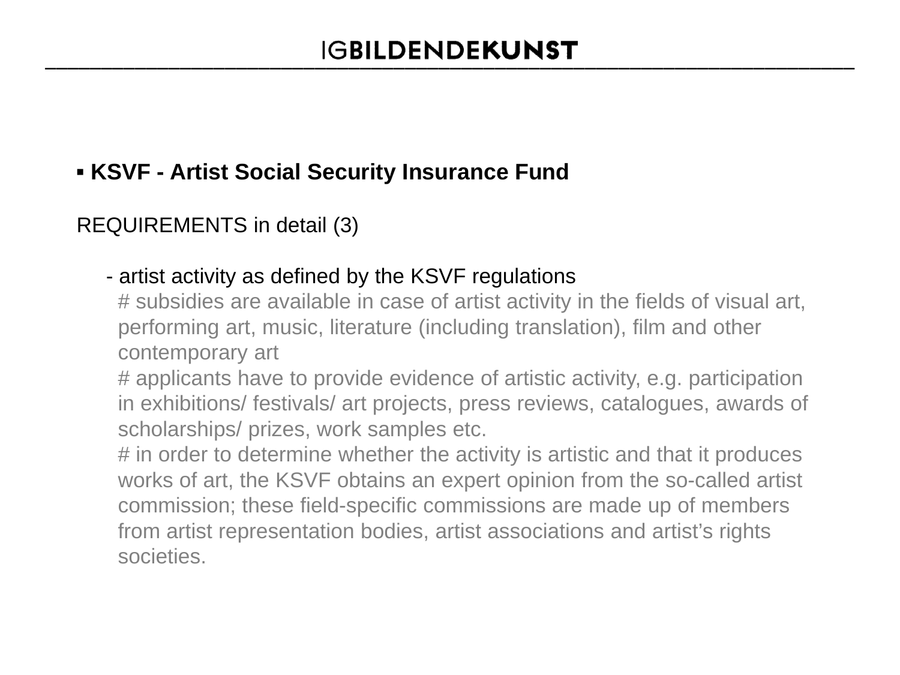▪ **KSVF - Artist Social Security Insurance Fund**

REQUIREMENTS in detail (3)

- artist activity as defined by the KSVF regulations
  - # subsidies are available in case of artist activity in the fields of visual art, performing art, music, literature (including translation), film and other contemporary art
  - # applicants have to provide evidence of artistic activity, e.g. participation in exhibitions/ festivals/ art projects, press reviews, catalogues, awards of scholarships/ prizes, work samples etc.
  - # in order to determine whether the activity is artistic and that it produces works of art, the KSVF obtains an expert opinion from the so-called artist commission; these field-specific commissions are made up of members from artist representation bodies, artist associations and artist's rights societies.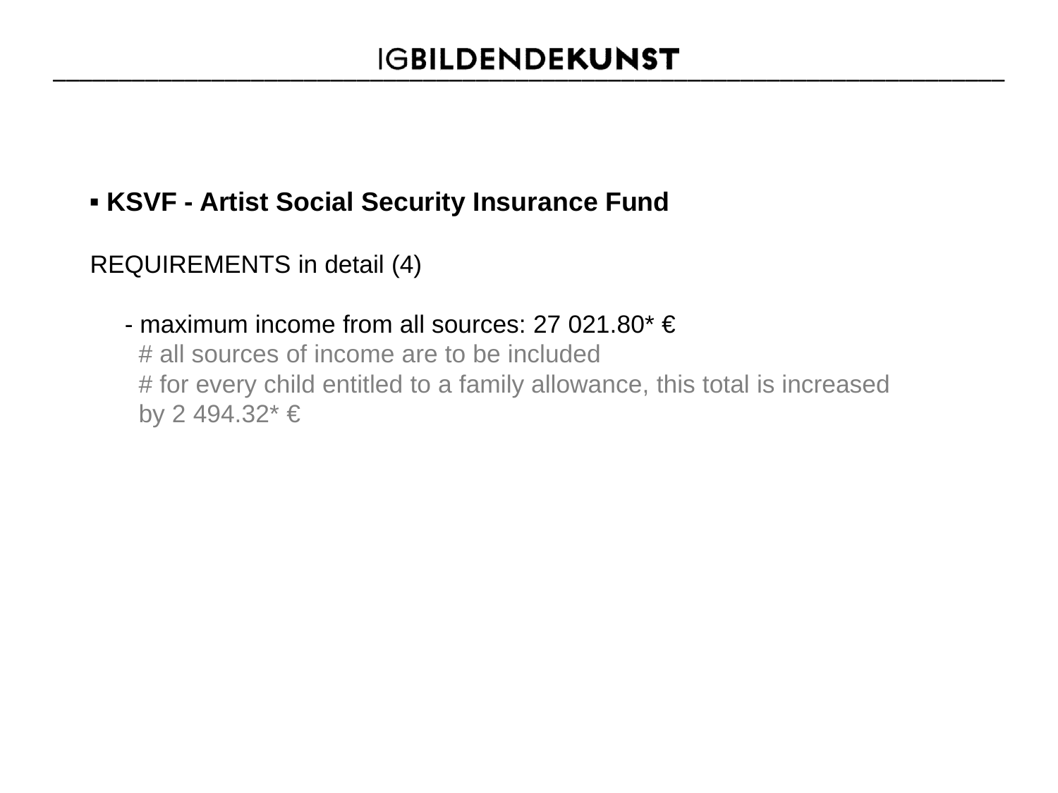## ▪ KSVF - Artist Social Security Insurance Fund

REQUIREMENTS in detail (4)

- maximum income from all sources: 27 021.80* €
  - # all sources of income are to be included
  - # for every child entitled to a family allowance, this total is increased by 2 494.32* €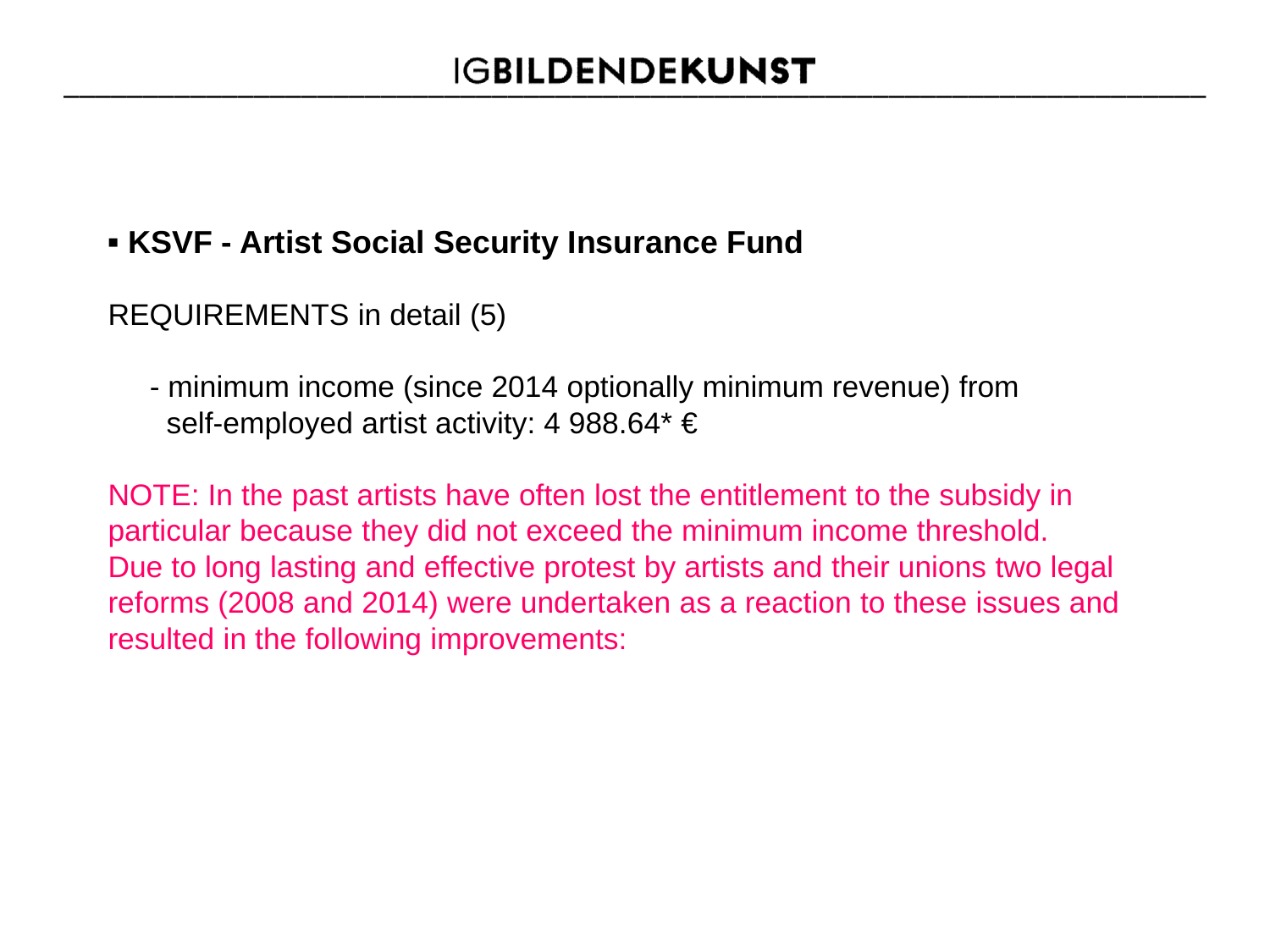- **KSVF - Artist Social Security Insurance Fund**

REQUIREMENTS in detail (5)

- minimum income (since 2014 optionally minimum revenue) from self-employed artist activity: 4 988.64* €

NOTE: In the past artists have often lost the entitlement to the subsidy in particular because they did not exceed the minimum income threshold. Due to long lasting and effective protest by artists and their unions two legal reforms (2008 and 2014) were undertaken as a reaction to these issues and resulted in the following improvements: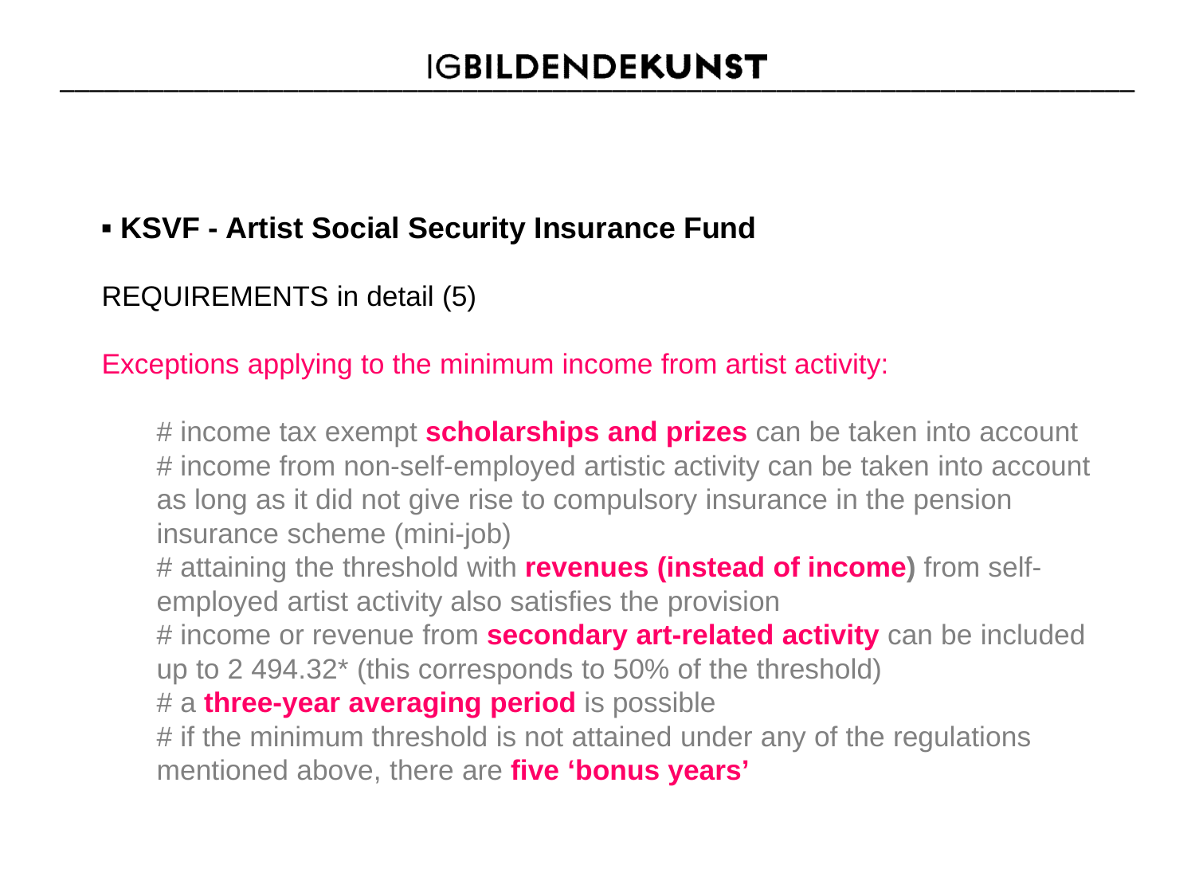- **KSVF - Artist Social Security Insurance Fund**

REQUIREMENTS in detail (5)

Exceptions applying to the minimum income from artist activity:

# income tax exempt **scholarships and prizes** can be taken into account
# income from non-self-employed artistic activity can be taken into account as long as it did not give rise to compulsory insurance in the pension insurance scheme (mini-job)
# attaining the threshold with **revenues (instead of income)** from self-employed artist activity also satisfies the provision
# income or revenue from **secondary art-related activity** can be included up to 2 494.32* (this corresponds to 50% of the threshold)
# a **three-year averaging period** is possible
# if the minimum threshold is not attained under any of the regulations mentioned above, there are **five 'bonus years'**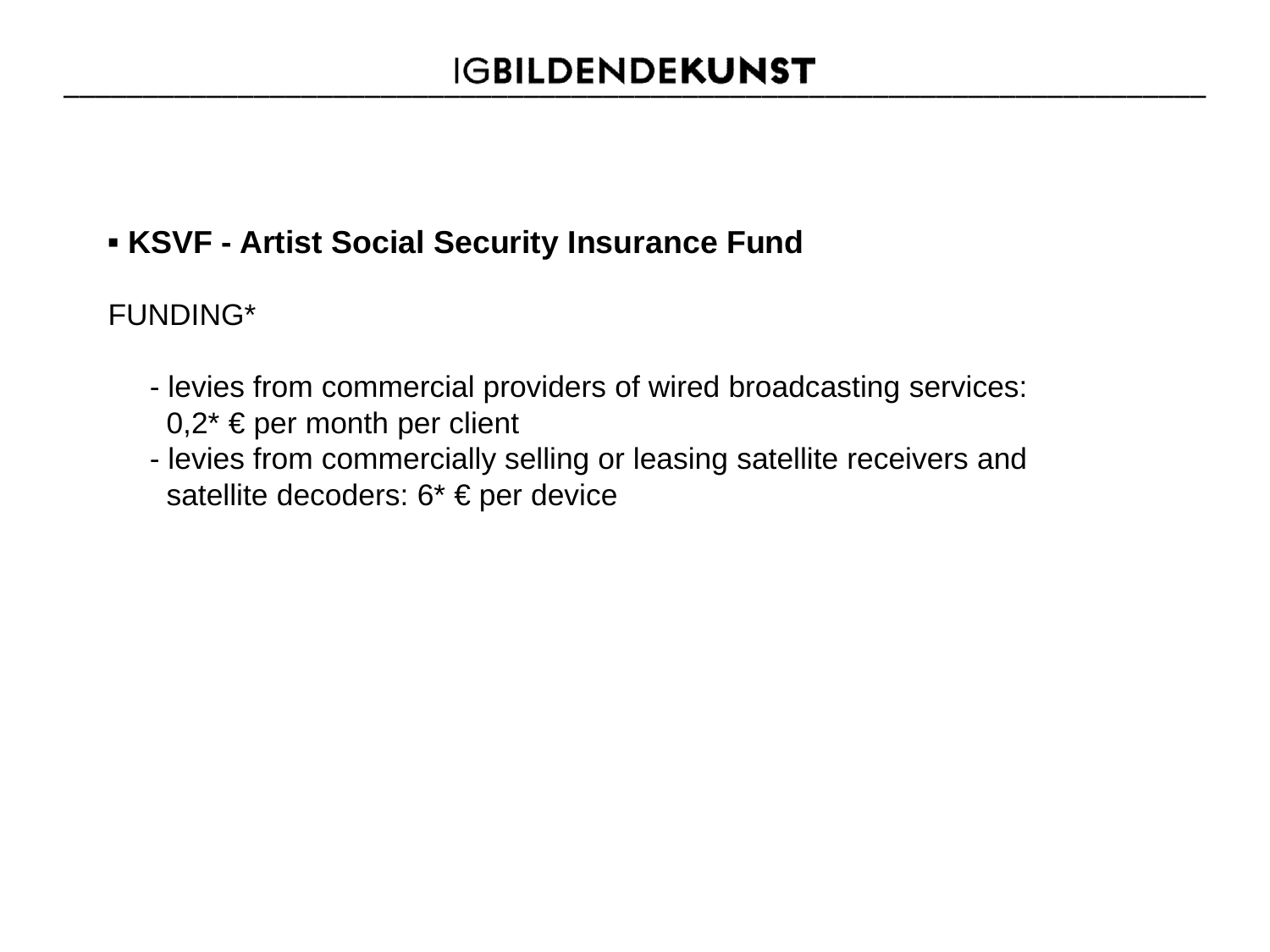▪ **KSVF - Artist Social Security Insurance Fund**

FUNDING*

- levies from commercial providers of wired broadcasting services: 0,2* € per month per client
- levies from commercially selling or leasing satellite receivers and satellite decoders: 6* € per device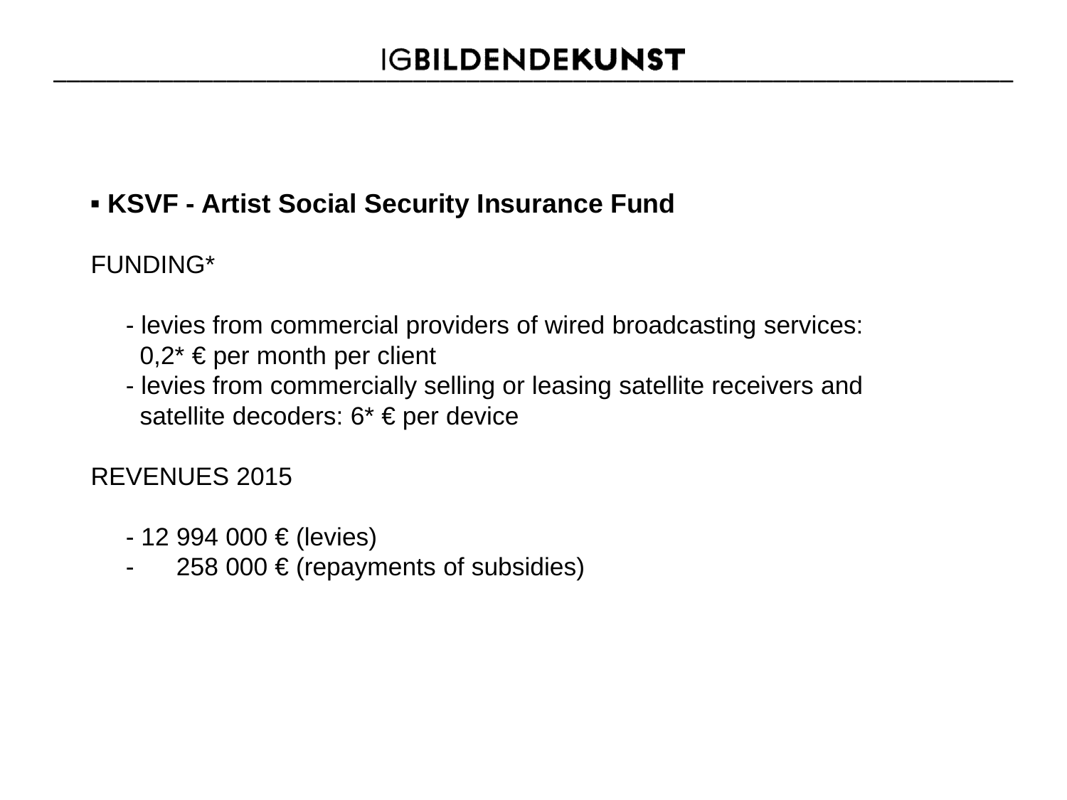▪ **KSVF - Artist Social Security Insurance Fund**

FUNDING*

- levies from commercial providers of wired broadcasting services: 0,2* € per month per client
- levies from commercially selling or leasing satellite receivers and satellite decoders: 6* € per device

REVENUES 2015

- 12 994 000 € (levies)
- 258 000 € (repayments of subsidies)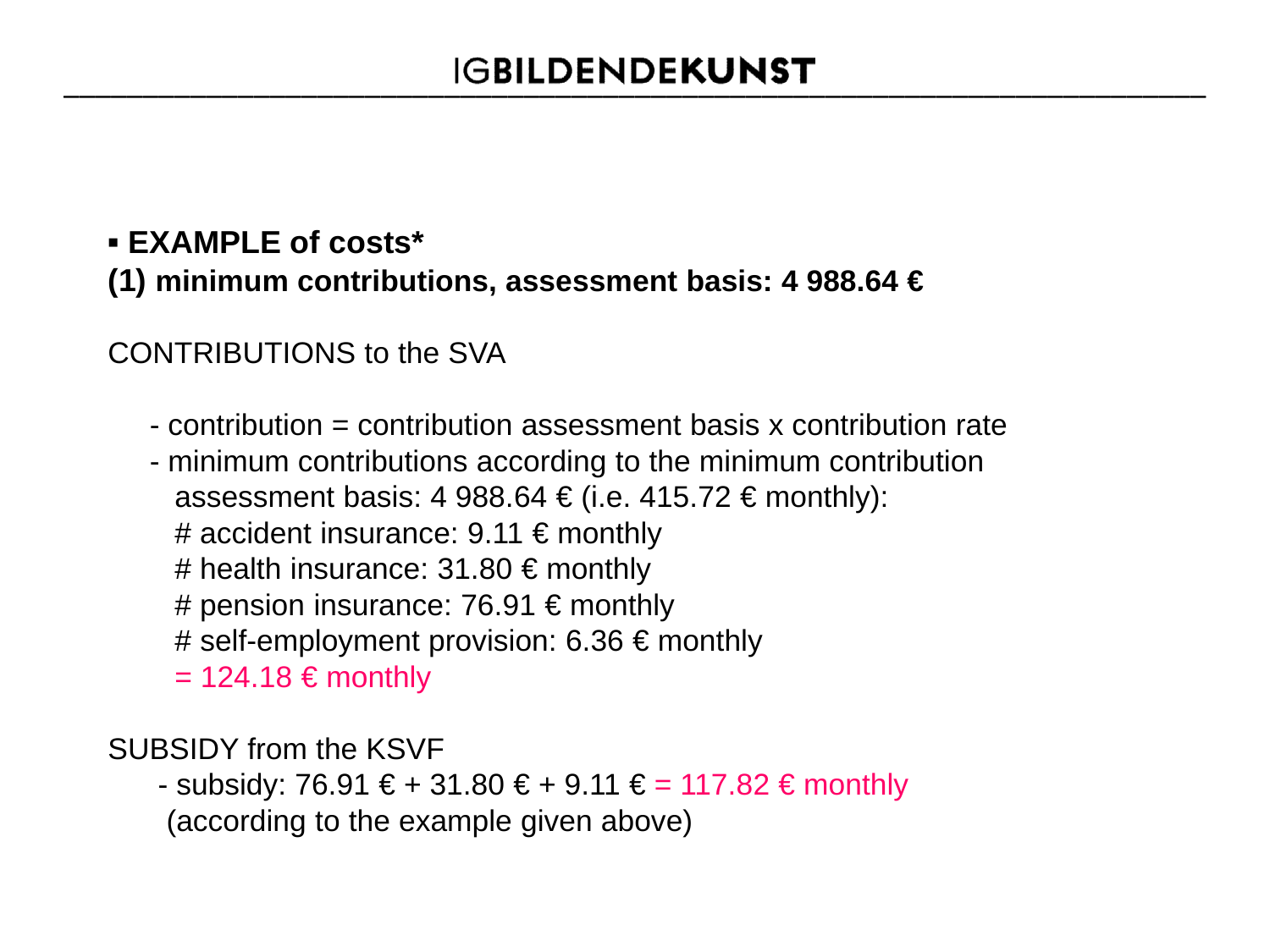- **EXAMPLE of costs***

**(1) minimum contributions, assessment basis: 4 988.64 €**

CONTRIBUTIONS to the SVA

- contribution = contribution assessment basis x contribution rate
- minimum contributions according to the minimum contribution assessment basis: 4 988.64 € (i.e. 415.72 € monthly):
  # accident insurance: 9.11 € monthly
  # health insurance: 31.80 € monthly
  # pension insurance: 76.91 € monthly
  # self-employment provision: 6.36 € monthly
  = 124.18 € monthly

SUBSIDY from the KSVF

- subsidy: 76.91 € + 31.80 € + 9.11 € = 117.82 € monthly
  (according to the example given above)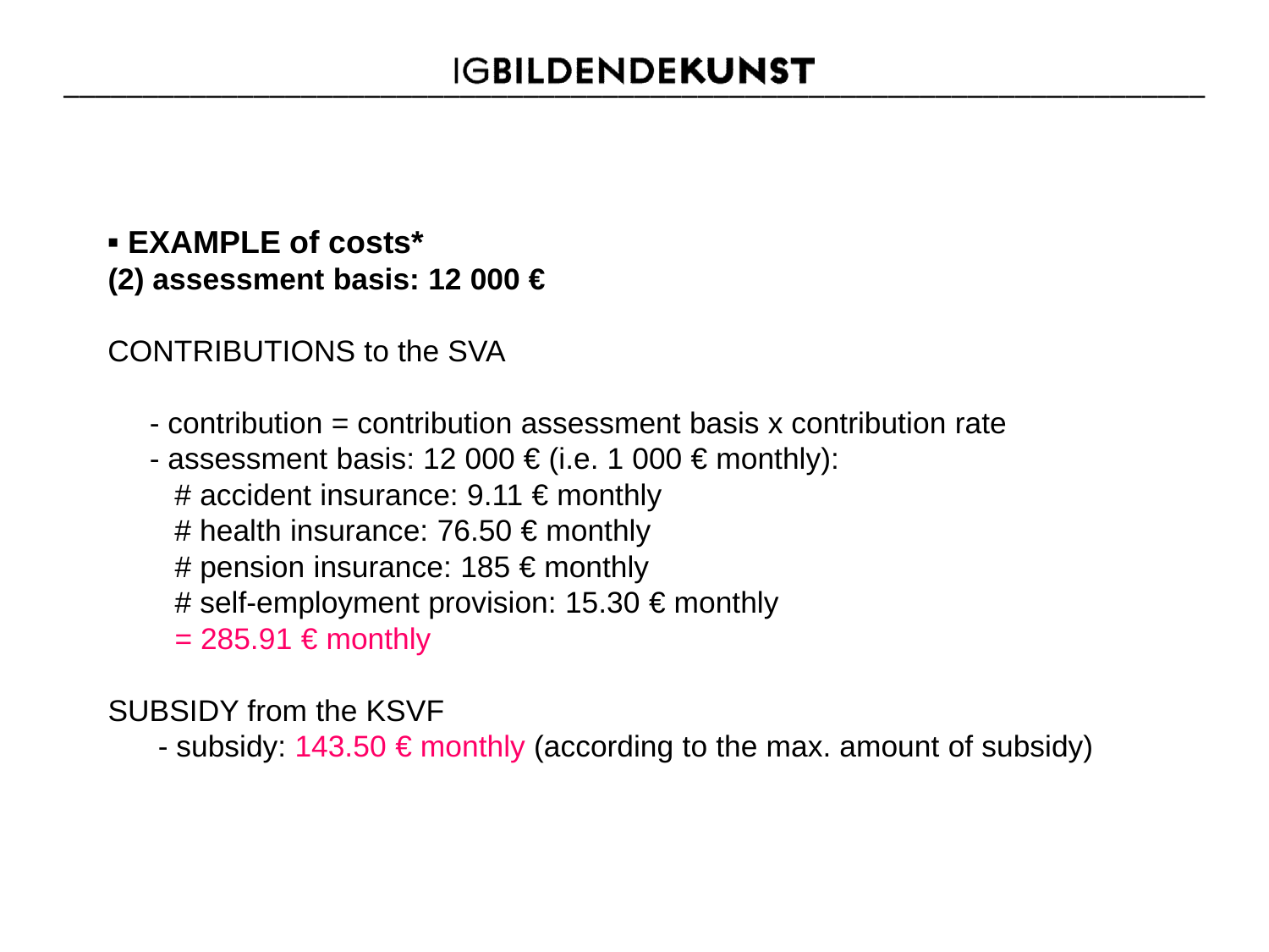- **EXAMPLE of costs***

**(2) assessment basis: 12 000 €**

CONTRIBUTIONS to the SVA

- contribution = contribution assessment basis x contribution rate
- assessment basis: 12 000 € (i.e. 1 000 € monthly):
  - # accident insurance: 9.11 € monthly
  - # health insurance: 76.50 € monthly
  - # pension insurance: 185 € monthly
  - # self-employment provision: 15.30 € monthly
  - = 285.91 € monthly

SUBSIDY from the KSVF

- subsidy: 143.50 € monthly (according to the max. amount of subsidy)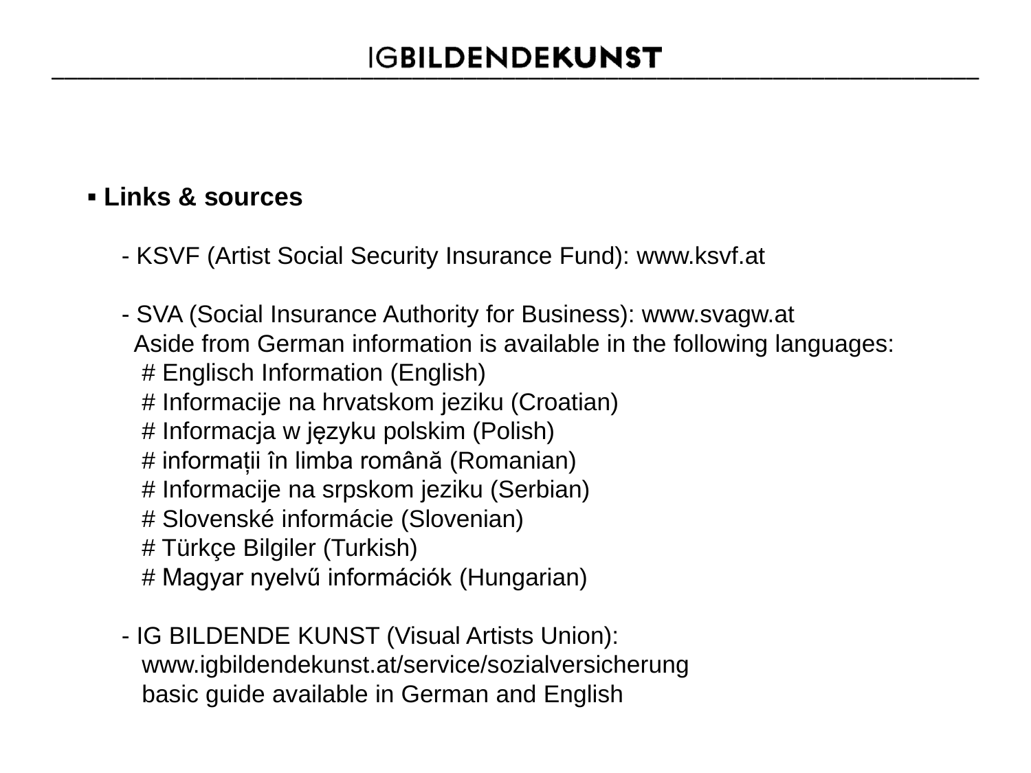## ▪ Links & sources

- KSVF (Artist Social Security Insurance Fund): www.ksvf.at

- SVA (Social Insurance Authority for Business): www.svagw.at
  Aside from German information is available in the following languages:
  # Englisch Information (English)
  # Informacije na hrvatskom jeziku (Croatian)
  # Informacja w języku polskim (Polish)
  # informații în limba română (Romanian)
  # Informacije na srpskom jeziku (Serbian)
  # Slovenské informácie (Slovenian)
  # Türkçe Bilgiler (Turkish)
  # Magyar nyelvű információk (Hungarian)

- IG BILDENDE KUNST (Visual Artists Union):
  www.igbildendekunst.at/service/sozialversicherung
  basic guide available in German and English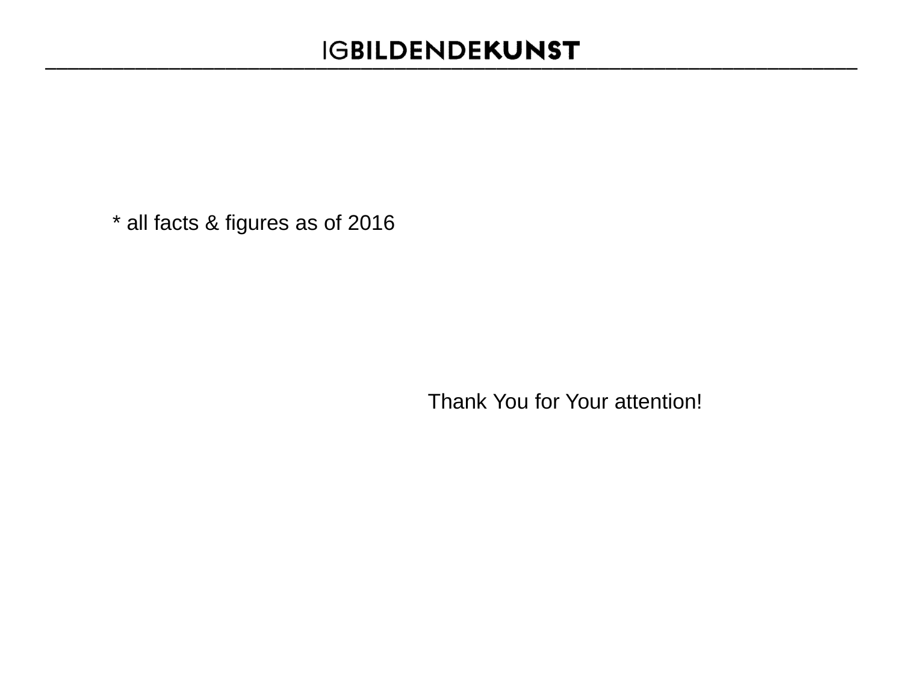* all facts & figures as of 2016

Thank You for Your attention!